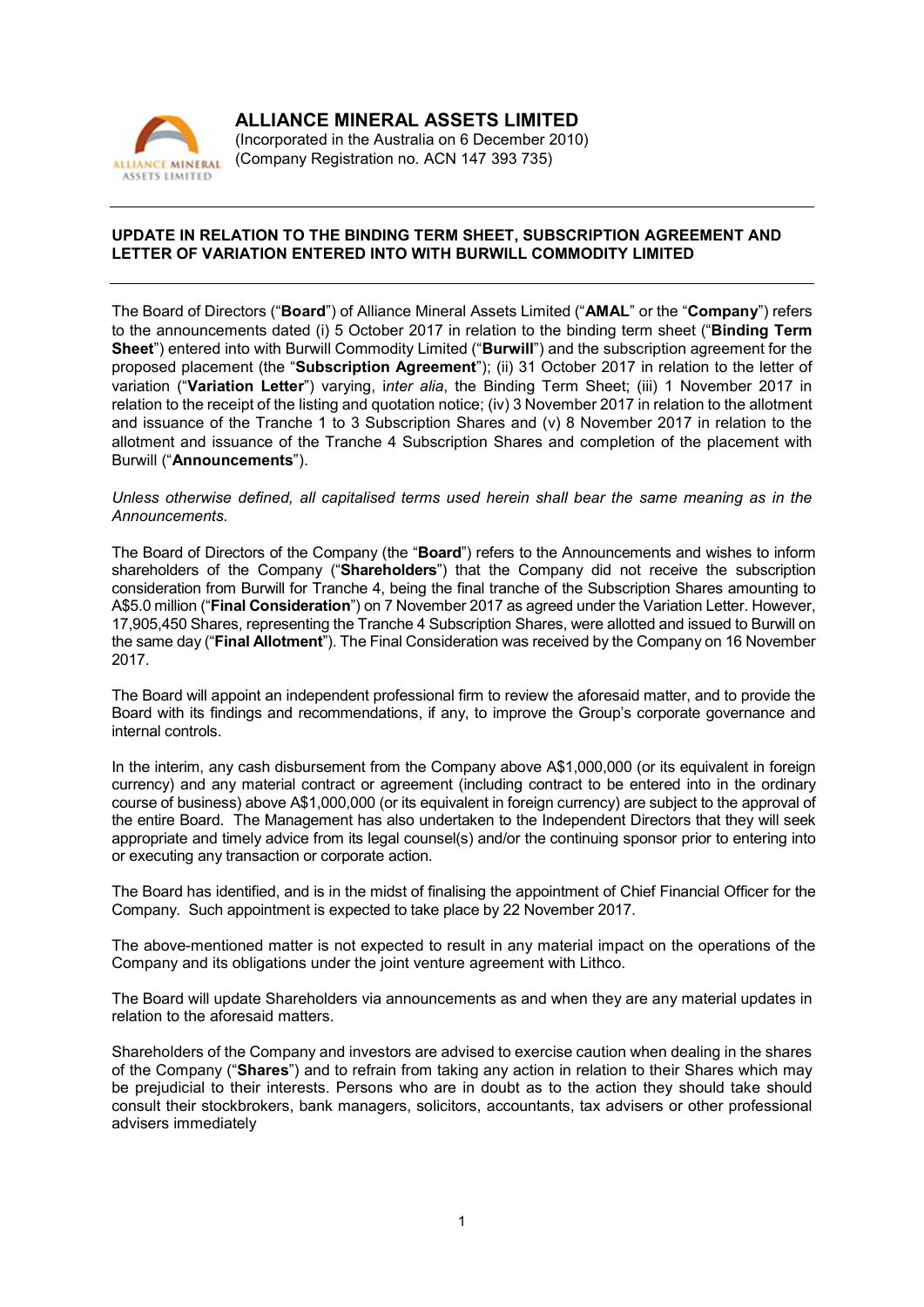# ALLIANCE MINERAL ASSETS LIMITED

(Incorporated in the Australia on 6 December 2010)
(Company Registration no. ACN 147 393 735)

---

**UPDATE IN RELATION TO THE BINDING TERM SHEET, SUBSCRIPTION AGREEMENT AND LETTER OF VARIATION ENTERED INTO WITH BURWILL COMMODITY LIMITED**

---

The Board of Directors ("**Board**") of Alliance Mineral Assets Limited ("**AMAL**" or the "**Company**") refers to the announcements dated (i) 5 October 2017 in relation to the binding term sheet ("**Binding Term Sheet**") entered into with Burwill Commodity Limited ("**Burwill**") and the subscription agreement for the proposed placement (the "**Subscription Agreement**"); (ii) 31 October 2017 in relation to the letter of variation ("**Variation Letter**") varying, i*nter alia*, the Binding Term Sheet; (iii) 1 November 2017 in relation to the receipt of the listing and quotation notice; (iv) 3 November 2017 in relation to the allotment and issuance of the Tranche 1 to 3 Subscription Shares and (v) 8 November 2017 in relation to the allotment and issuance of the Tranche 4 Subscription Shares and completion of the placement with Burwill ("**Announcements**").

*Unless otherwise defined, all capitalised terms used herein shall bear the same meaning as in the Announcements.*

The Board of Directors of the Company (the "**Board**") refers to the Announcements and wishes to inform shareholders of the Company ("**Shareholders**") that the Company did not receive the subscription consideration from Burwill for Tranche 4, being the final tranche of the Subscription Shares amounting to A$5.0 million ("**Final Consideration**") on 7 November 2017 as agreed under the Variation Letter. However, 17,905,450 Shares, representing the Tranche 4 Subscription Shares, were allotted and issued to Burwill on the same day ("**Final Allotment**"). The Final Consideration was received by the Company on 16 November 2017.

The Board will appoint an independent professional firm to review the aforesaid matter, and to provide the Board with its findings and recommendations, if any, to improve the Group's corporate governance and internal controls.

In the interim, any cash disbursement from the Company above A$1,000,000 (or its equivalent in foreign currency) and any material contract or agreement (including contract to be entered into in the ordinary course of business) above A$1,000,000 (or its equivalent in foreign currency) are subject to the approval of the entire Board. The Management has also undertaken to the Independent Directors that they will seek appropriate and timely advice from its legal counsel(s) and/or the continuing sponsor prior to entering into or executing any transaction or corporate action.

The Board has identified, and is in the midst of finalising the appointment of Chief Financial Officer for the Company. Such appointment is expected to take place by 22 November 2017.

The above-mentioned matter is not expected to result in any material impact on the operations of the Company and its obligations under the joint venture agreement with Lithco.

The Board will update Shareholders via announcements as and when they are any material updates in relation to the aforesaid matters.

Shareholders of the Company and investors are advised to exercise caution when dealing in the shares of the Company ("**Shares**") and to refrain from taking any action in relation to their Shares which may be prejudicial to their interests. Persons who are in doubt as to the action they should take should consult their stockbrokers, bank managers, solicitors, accountants, tax advisers or other professional advisers immediately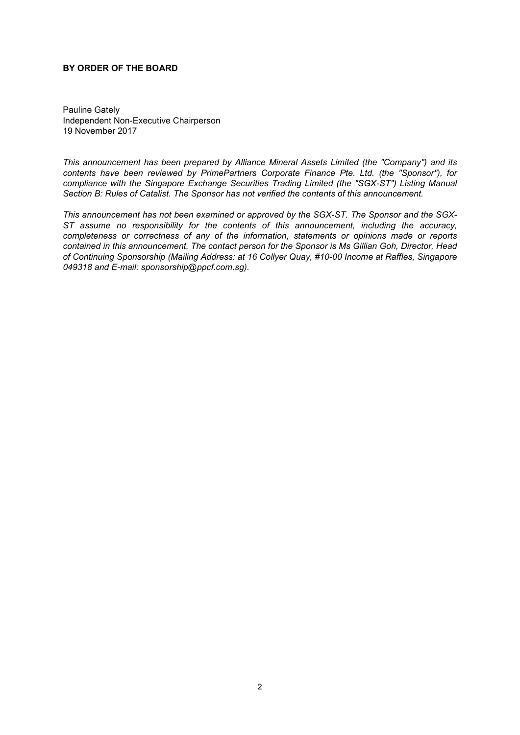**BY ORDER OF THE BOARD**

Pauline Gately
Independent Non-Executive Chairperson
19 November 2017

*This announcement has been prepared by Alliance Mineral Assets Limited (the "Company") and its contents have been reviewed by PrimePartners Corporate Finance Pte. Ltd. (the "Sponsor"), for compliance with the Singapore Exchange Securities Trading Limited (the "SGX-ST") Listing Manual Section B: Rules of Catalist. The Sponsor has not verified the contents of this announcement.*

*This announcement has not been examined or approved by the SGX-ST. The Sponsor and the SGX-ST assume no responsibility for the contents of this announcement, including the accuracy, completeness or correctness of any of the information, statements or opinions made or reports contained in this announcement. The contact person for the Sponsor is Ms Gillian Goh, Director, Head of Continuing Sponsorship (Mailing Address: at 16 Collyer Quay, #10-00 Income at Raffles, Singapore 049318 and E-mail: sponsorship@ppcf.com.sg).*